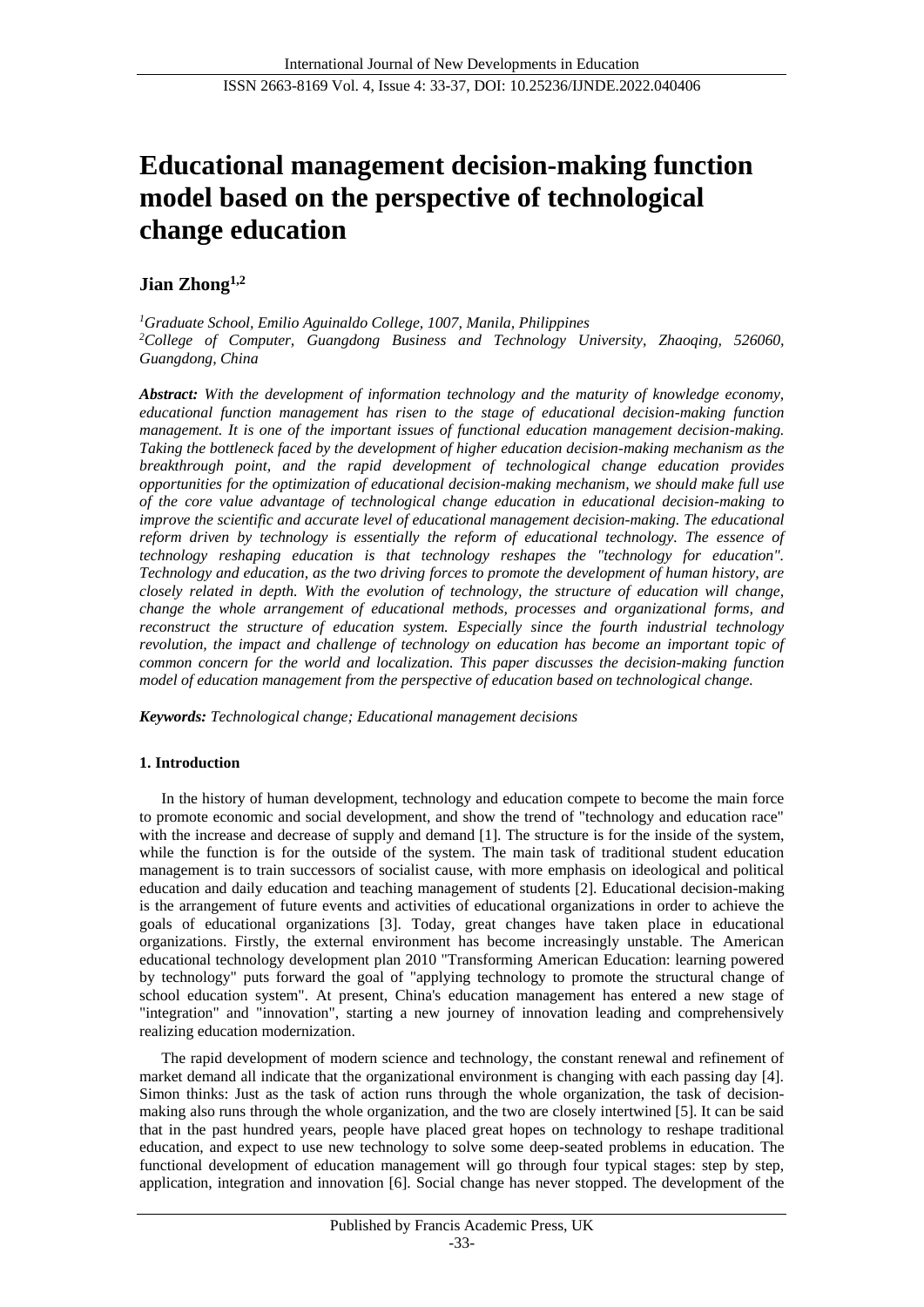# Educational management decision-making function model based on the perspective of technological change education

**Jian Zhong[1,2]**

[1]*Graduate School, Emilio Aguinaldo College, 1007, Manila, Philippines*
[2]*College of Computer, Guangdong Business and Technology University, Zhaoqing, 526060, Guangdong, China*

***Abstract:*** *With the development of information technology and the maturity of knowledge economy, educational function management has risen to the stage of educational decision-making function management. It is one of the important issues of functional education management decision-making. Taking the bottleneck faced by the development of higher education decision-making mechanism as the breakthrough point, and the rapid development of technological change education provides opportunities for the optimization of educational decision-making mechanism, we should make full use of the core value advantage of technological change education in educational decision-making to improve the scientific and accurate level of educational management decision-making. The educational reform driven by technology is essentially the reform of educational technology. The essence of technology reshaping education is that technology reshapes the "technology for education". Technology and education, as the two driving forces to promote the development of human history, are closely related in depth. With the evolution of technology, the structure of education will change, change the whole arrangement of educational methods, processes and organizational forms, and reconstruct the structure of education system. Especially since the fourth industrial technology revolution, the impact and challenge of technology on education has become an important topic of common concern for the world and localization. This paper discusses the decision-making function model of education management from the perspective of education based on technological change.*

***Keywords:*** *Technological change; Educational management decisions*

## 1. Introduction

In the history of human development, technology and education compete to become the main force to promote economic and social development, and show the trend of "technology and education race" with the increase and decrease of supply and demand [1]. The structure is for the inside of the system, while the function is for the outside of the system. The main task of traditional student education management is to train successors of socialist cause, with more emphasis on ideological and political education and daily education and teaching management of students [2]. Educational decision-making is the arrangement of future events and activities of educational organizations in order to achieve the goals of educational organizations [3]. Today, great changes have taken place in educational organizations. Firstly, the external environment has become increasingly unstable. The American educational technology development plan 2010 "Transforming American Education: learning powered by technology" puts forward the goal of "applying technology to promote the structural change of school education system". At present, China's education management has entered a new stage of "integration" and "innovation", starting a new journey of innovation leading and comprehensively realizing education modernization.

The rapid development of modern science and technology, the constant renewal and refinement of market demand all indicate that the organizational environment is changing with each passing day [4]. Simon thinks: Just as the task of action runs through the whole organization, the task of decision-making also runs through the whole organization, and the two are closely intertwined [5]. It can be said that in the past hundred years, people have placed great hopes on technology to reshape traditional education, and expect to use new technology to solve some deep-seated problems in education. The functional development of education management will go through four typical stages: step by step, application, integration and innovation [6]. Social change has never stopped. The development of the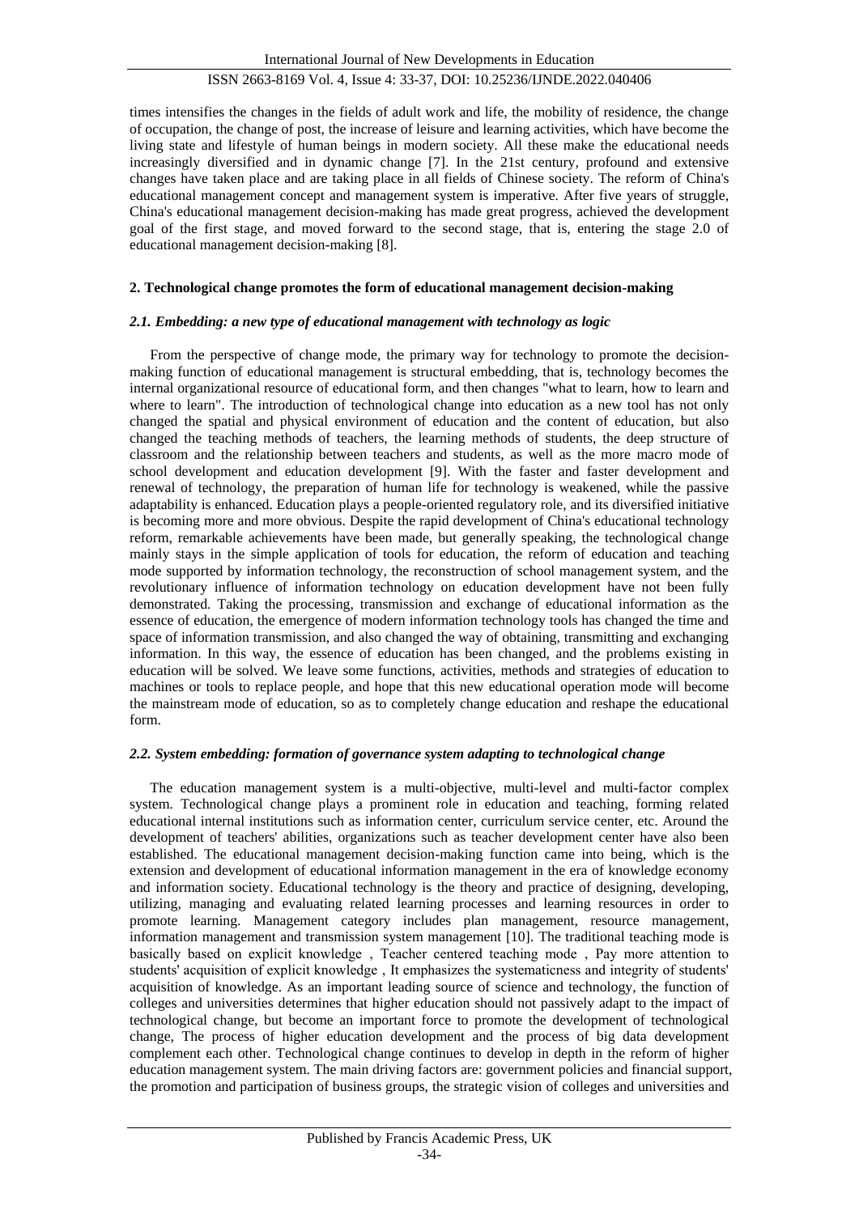times intensifies the changes in the fields of adult work and life, the mobility of residence, the change of occupation, the change of post, the increase of leisure and learning activities, which have become the living state and lifestyle of human beings in modern society. All these make the educational needs increasingly diversified and in dynamic change [7]. In the 21st century, profound and extensive changes have taken place and are taking place in all fields of Chinese society. The reform of China's educational management concept and management system is imperative. After five years of struggle, China's educational management decision-making has made great progress, achieved the development goal of the first stage, and moved forward to the second stage, that is, entering the stage 2.0 of educational management decision-making [8].

## 2. Technological change promotes the form of educational management decision-making

### *2.1. Embedding: a new type of educational management with technology as logic*

From the perspective of change mode, the primary way for technology to promote the decision-making function of educational management is structural embedding, that is, technology becomes the internal organizational resource of educational form, and then changes "what to learn, how to learn and where to learn". The introduction of technological change into education as a new tool has not only changed the spatial and physical environment of education and the content of education, but also changed the teaching methods of teachers, the learning methods of students, the deep structure of classroom and the relationship between teachers and students, as well as the more macro mode of school development and education development [9]. With the faster and faster development and renewal of technology, the preparation of human life for technology is weakened, while the passive adaptability is enhanced. Education plays a people-oriented regulatory role, and its diversified initiative is becoming more and more obvious. Despite the rapid development of China's educational technology reform, remarkable achievements have been made, but generally speaking, the technological change mainly stays in the simple application of tools for education, the reform of education and teaching mode supported by information technology, the reconstruction of school management system, and the revolutionary influence of information technology on education development have not been fully demonstrated. Taking the processing, transmission and exchange of educational information as the essence of education, the emergence of modern information technology tools has changed the time and space of information transmission, and also changed the way of obtaining, transmitting and exchanging information. In this way, the essence of education has been changed, and the problems existing in education will be solved. We leave some functions, activities, methods and strategies of education to machines or tools to replace people, and hope that this new educational operation mode will become the mainstream mode of education, so as to completely change education and reshape the educational form.

### *2.2. System embedding: formation of governance system adapting to technological change*

The education management system is a multi-objective, multi-level and multi-factor complex system. Technological change plays a prominent role in education and teaching, forming related educational internal institutions such as information center, curriculum service center, etc. Around the development of teachers' abilities, organizations such as teacher development center have also been established. The educational management decision-making function came into being, which is the extension and development of educational information management in the era of knowledge economy and information society. Educational technology is the theory and practice of designing, developing, utilizing, managing and evaluating related learning processes and learning resources in order to promote learning. Management category includes plan management, resource management, information management and transmission system management [10]. The traditional teaching mode is basically based on explicit knowledge , Teacher centered teaching mode , Pay more attention to students' acquisition of explicit knowledge , It emphasizes the systematicness and integrity of students' acquisition of knowledge. As an important leading source of science and technology, the function of colleges and universities determines that higher education should not passively adapt to the impact of technological change, but become an important force to promote the development of technological change, The process of higher education development and the process of big data development complement each other. Technological change continues to develop in depth in the reform of higher education management system. The main driving factors are: government policies and financial support, the promotion and participation of business groups, the strategic vision of colleges and universities and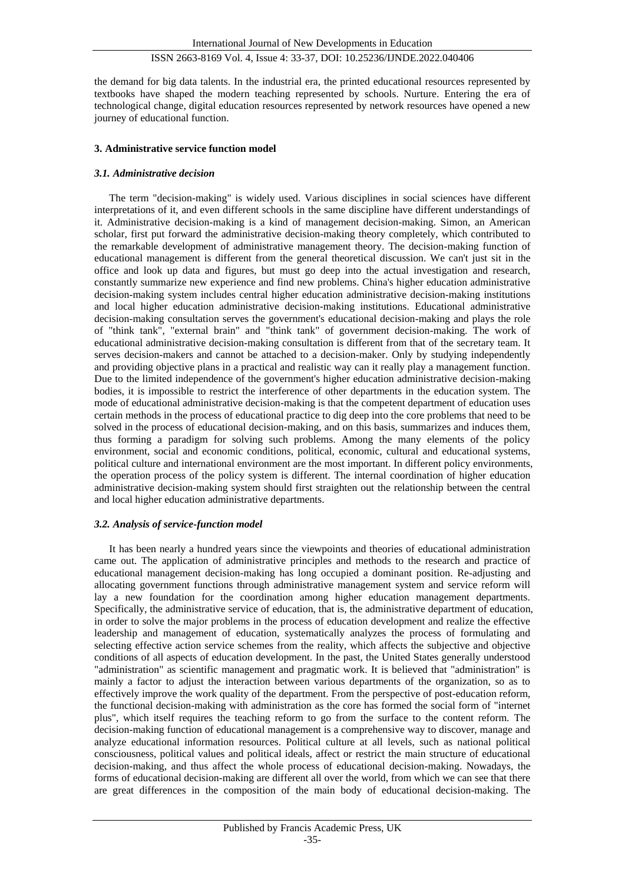the demand for big data talents. In the industrial era, the printed educational resources represented by textbooks have shaped the modern teaching represented by schools. Nurture. Entering the era of technological change, digital education resources represented by network resources have opened a new journey of educational function.

## 3. Administrative service function model

### *3.1. Administrative decision*

The term "decision-making" is widely used. Various disciplines in social sciences have different interpretations of it, and even different schools in the same discipline have different understandings of it. Administrative decision-making is a kind of management decision-making. Simon, an American scholar, first put forward the administrative decision-making theory completely, which contributed to the remarkable development of administrative management theory. The decision-making function of educational management is different from the general theoretical discussion. We can't just sit in the office and look up data and figures, but must go deep into the actual investigation and research, constantly summarize new experience and find new problems. China's higher education administrative decision-making system includes central higher education administrative decision-making institutions and local higher education administrative decision-making institutions. Educational administrative decision-making consultation serves the government's educational decision-making and plays the role of "think tank", "external brain" and "think tank" of government decision-making. The work of educational administrative decision-making consultation is different from that of the secretary team. It serves decision-makers and cannot be attached to a decision-maker. Only by studying independently and providing objective plans in a practical and realistic way can it really play a management function. Due to the limited independence of the government's higher education administrative decision-making bodies, it is impossible to restrict the interference of other departments in the education system. The mode of educational administrative decision-making is that the competent department of education uses certain methods in the process of educational practice to dig deep into the core problems that need to be solved in the process of educational decision-making, and on this basis, summarizes and induces them, thus forming a paradigm for solving such problems. Among the many elements of the policy environment, social and economic conditions, political, economic, cultural and educational systems, political culture and international environment are the most important. In different policy environments, the operation process of the policy system is different. The internal coordination of higher education administrative decision-making system should first straighten out the relationship between the central and local higher education administrative departments.

### *3.2. Analysis of service-function model*

It has been nearly a hundred years since the viewpoints and theories of educational administration came out. The application of administrative principles and methods to the research and practice of educational management decision-making has long occupied a dominant position. Re-adjusting and allocating government functions through administrative management system and service reform will lay a new foundation for the coordination among higher education management departments. Specifically, the administrative service of education, that is, the administrative department of education, in order to solve the major problems in the process of education development and realize the effective leadership and management of education, systematically analyzes the process of formulating and selecting effective action service schemes from the reality, which affects the subjective and objective conditions of all aspects of education development. In the past, the United States generally understood "administration" as scientific management and pragmatic work. It is believed that "administration" is mainly a factor to adjust the interaction between various departments of the organization, so as to effectively improve the work quality of the department. From the perspective of post-education reform, the functional decision-making with administration as the core has formed the social form of "internet plus", which itself requires the teaching reform to go from the surface to the content reform. The decision-making function of educational management is a comprehensive way to discover, manage and analyze educational information resources. Political culture at all levels, such as national political consciousness, political values and political ideals, affect or restrict the main structure of educational decision-making, and thus affect the whole process of educational decision-making. Nowadays, the forms of educational decision-making are different all over the world, from which we can see that there are great differences in the composition of the main body of educational decision-making. The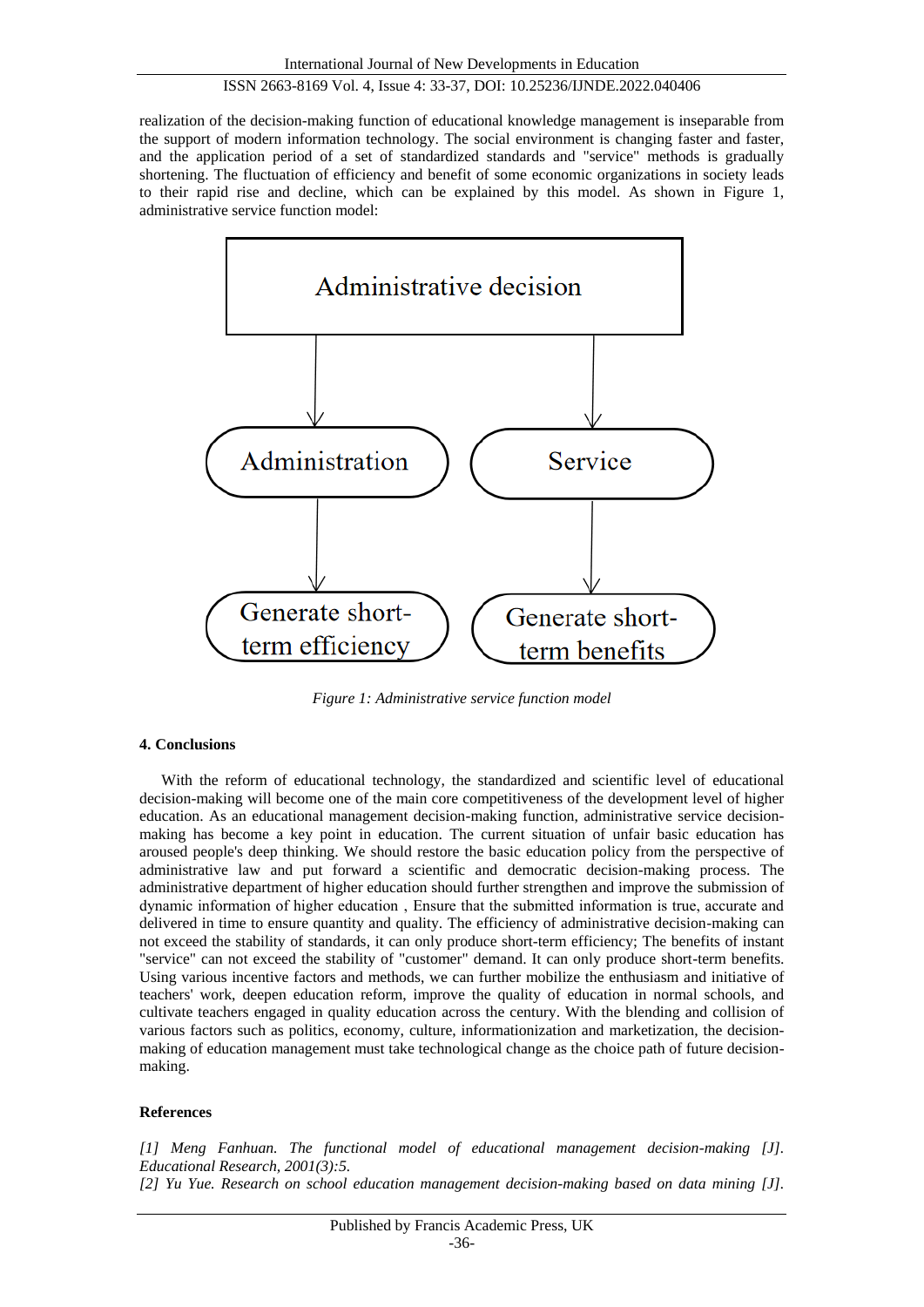realization of the decision-making function of educational knowledge management is inseparable from the support of modern information technology. The social environment is changing faster and faster, and the application period of a set of standardized standards and "service" methods is gradually shortening. The fluctuation of efficiency and benefit of some economic organizations in society leads to their rapid rise and decline, which can be explained by this model. As shown in Figure 1, administrative service function model:

*Figure 1: Administrative service function model*

## 4. Conclusions

With the reform of educational technology, the standardized and scientific level of educational decision-making will become one of the main core competitiveness of the development level of higher education. As an educational management decision-making function, administrative service decision-making has become a key point in education. The current situation of unfair basic education has aroused people's deep thinking. We should restore the basic education policy from the perspective of administrative law and put forward a scientific and democratic decision-making process. The administrative department of higher education should further strengthen and improve the submission of dynamic information of higher education , Ensure that the submitted information is true, accurate and delivered in time to ensure quantity and quality. The efficiency of administrative decision-making can not exceed the stability of standards, it can only produce short-term efficiency; The benefits of instant "service" can not exceed the stability of "customer" demand. It can only produce short-term benefits. Using various incentive factors and methods, we can further mobilize the enthusiasm and initiative of teachers' work, deepen education reform, improve the quality of education in normal schools, and cultivate teachers engaged in quality education across the century. With the blending and collision of various factors such as politics, economy, culture, informationization and marketization, the decision-making of education management must take technological change as the choice path of future decision-making.

## References

*[1] Meng Fanhuan. The functional model of educational management decision-making [J]. Educational Research, 2001(3):5.*

*[2] Yu Yue. Research on school education management decision-making based on data mining [J].*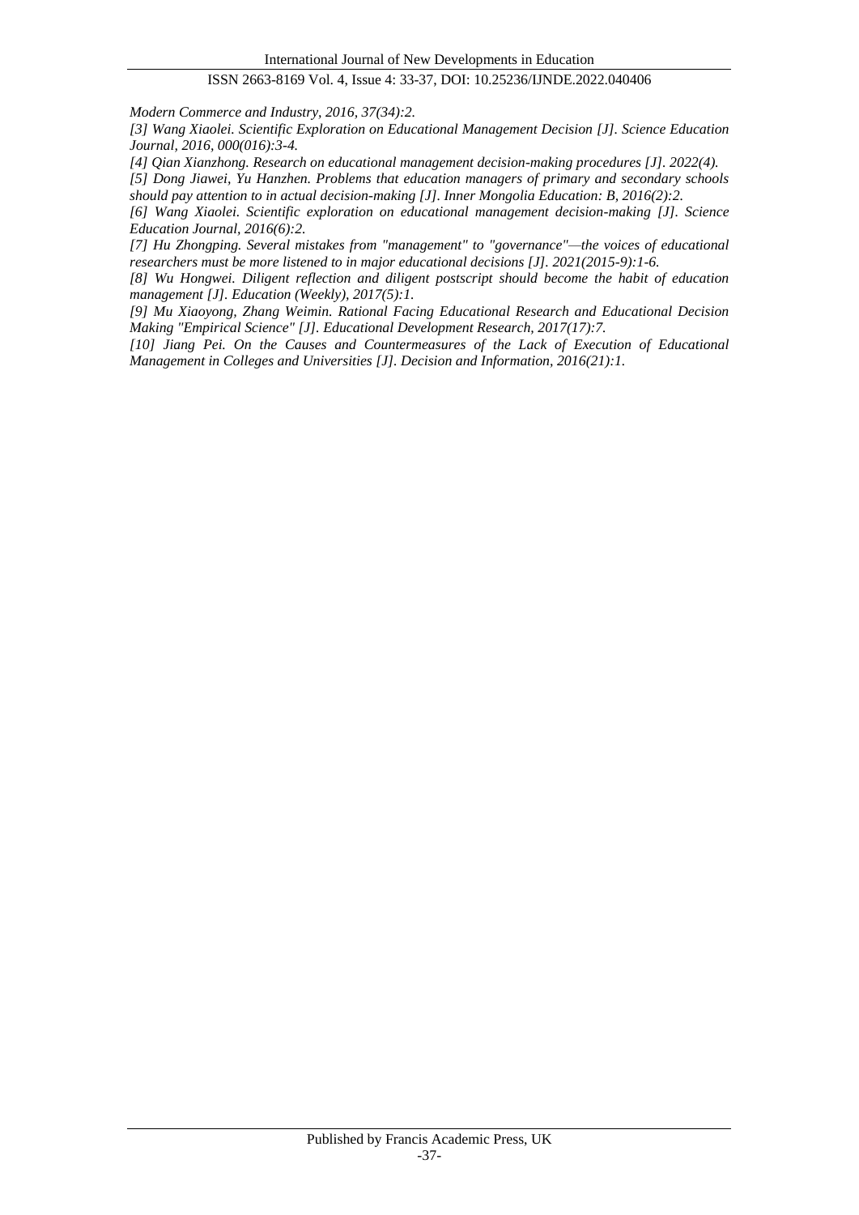*Modern Commerce and Industry, 2016, 37(34):2.*

*[3] Wang Xiaolei. Scientific Exploration on Educational Management Decision [J]. Science Education Journal, 2016, 000(016):3-4.*

*[4] Qian Xianzhong. Research on educational management decision-making procedures [J]. 2022(4).*

*[5] Dong Jiawei, Yu Hanzhen. Problems that education managers of primary and secondary schools should pay attention to in actual decision-making [J]. Inner Mongolia Education: B, 2016(2):2.*

*[6] Wang Xiaolei. Scientific exploration on educational management decision-making [J]. Science Education Journal, 2016(6):2.*

*[7] Hu Zhongping. Several mistakes from "management" to "governance"—the voices of educational researchers must be more listened to in major educational decisions [J]. 2021(2015-9):1-6.*

*[8] Wu Hongwei. Diligent reflection and diligent postscript should become the habit of education management [J]. Education (Weekly), 2017(5):1.*

*[9] Mu Xiaoyong, Zhang Weimin. Rational Facing Educational Research and Educational Decision Making "Empirical Science" [J]. Educational Development Research, 2017(17):7.*

*[10] Jiang Pei. On the Causes and Countermeasures of the Lack of Execution of Educational Management in Colleges and Universities [J]. Decision and Information, 2016(21):1.*